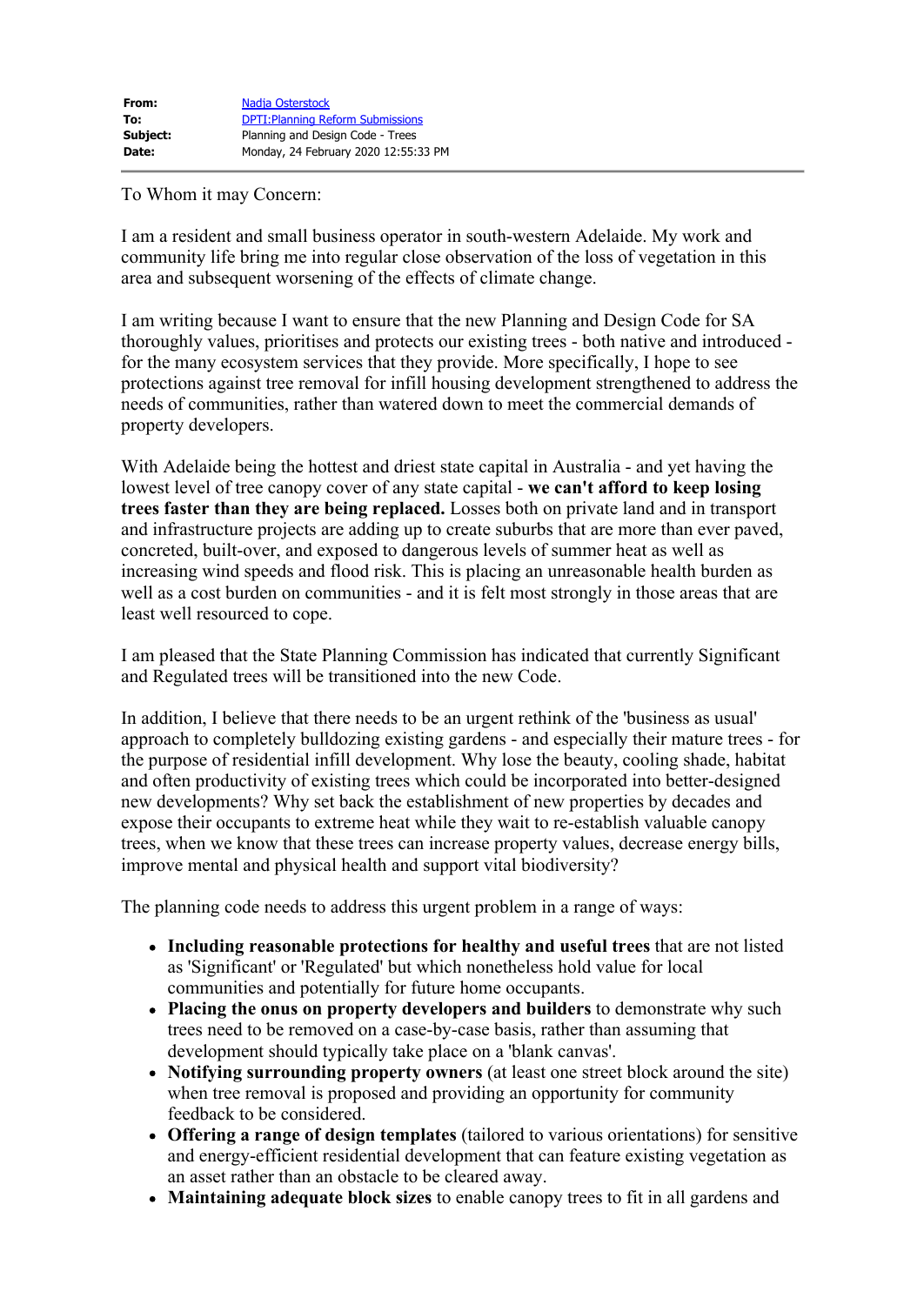**From:** [Nadja Osterstock]
**To:** [DPTI:Planning Reform Submissions]
**Subject:** Planning and Design Code - Trees
**Date:** Monday, 24 February 2020 12:55:33 PM

---

To Whom it may Concern:

I am a resident and small business operator in south-western Adelaide. My work and community life bring me into regular close observation of the loss of vegetation in this area and subsequent worsening of the effects of climate change.

I am writing because I want to ensure that the new Planning and Design Code for SA thoroughly values, prioritises and protects our existing trees - both native and introduced - for the many ecosystem services that they provide. More specifically, I hope to see protections against tree removal for infill housing development strengthened to address the needs of communities, rather than watered down to meet the commercial demands of property developers.

With Adelaide being the hottest and driest state capital in Australia - and yet having the lowest level of tree canopy cover of any state capital - **we can't afford to keep losing trees faster than they are being replaced.** Losses both on private land and in transport and infrastructure projects are adding up to create suburbs that are more than ever paved, concreted, built-over, and exposed to dangerous levels of summer heat as well as increasing wind speeds and flood risk. This is placing an unreasonable health burden as well as a cost burden on communities - and it is felt most strongly in those areas that are least well resourced to cope.

I am pleased that the State Planning Commission has indicated that currently Significant and Regulated trees will be transitioned into the new Code.

In addition, I believe that there needs to be an urgent rethink of the 'business as usual' approach to completely bulldozing existing gardens - and especially their mature trees - for the purpose of residential infill development. Why lose the beauty, cooling shade, habitat and often productivity of existing trees which could be incorporated into better-designed new developments? Why set back the establishment of new properties by decades and expose their occupants to extreme heat while they wait to re-establish valuable canopy trees, when we know that these trees can increase property values, decrease energy bills, improve mental and physical health and support vital biodiversity?

The planning code needs to address this urgent problem in a range of ways:

- **Including reasonable protections for healthy and useful trees** that are not listed as 'Significant' or 'Regulated' but which nonetheless hold value for local communities and potentially for future home occupants.
- **Placing the onus on property developers and builders** to demonstrate why such trees need to be removed on a case-by-case basis, rather than assuming that development should typically take place on a 'blank canvas'.
- **Notifying surrounding property owners** (at least one street block around the site) when tree removal is proposed and providing an opportunity for community feedback to be considered.
- **Offering a range of design templates** (tailored to various orientations) for sensitive and energy-efficient residential development that can feature existing vegetation as an asset rather than an obstacle to be cleared away.
- **Maintaining adequate block sizes** to enable canopy trees to fit in all gardens and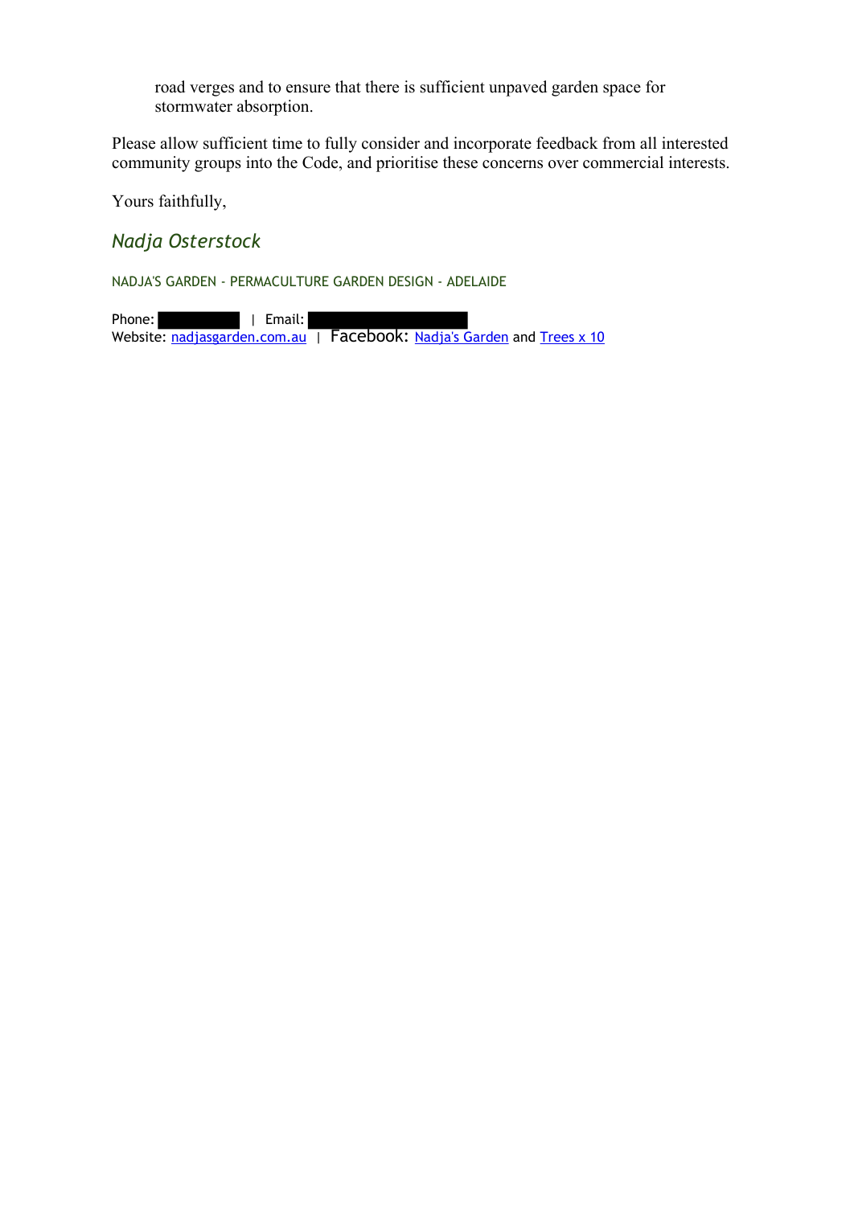road verges and to ensure that there is sufficient unpaved garden space for stormwater absorption.

Please allow sufficient time to fully consider and incorporate feedback from all interested community groups into the Code, and prioritise these concerns over commercial interests.

Yours faithfully,

*Nadja Osterstock*

NADJA'S GARDEN - PERMACULTURE GARDEN DESIGN - ADELAIDE

Phone: ████████ | Email: ████████████████

Website: nadjasgarden.com.au | Facebook: Nadja's Garden and Trees x 10